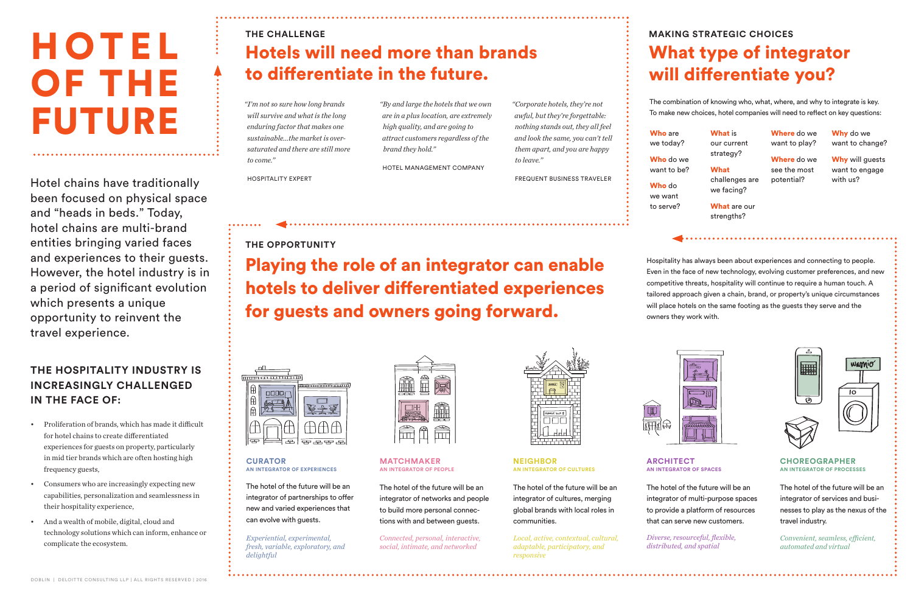# HOTEL OF THE FUTURE

Hotel chains have traditionally been focused on physical space and "heads in beds." Today, hotel chains are multi-brand entities bringing varied faces and experiences to their guests. However, the hotel industry is in a period of significant evolution which presents a unique opportunity to reinvent the travel experience.

### THE HOSPITALITY INDUSTRY IS INCREASINGLY CHALLENGED IN THE FACE OF:

- Proliferation of brands, which has made it difficult for hotel chains to create differentiated experiences for guests on property, particularly in mid tier brands which are often hosting high frequency guests,
- Consumers who are increasingly expecting new capabilities, personalization and seamlessness in their hospitality experience,
- And a wealth of mobile, digital, cloud and technology solutions which can inform, enhance or complicate the ecosystem.

## THE CHALLENGE

### Hotels will need more than brands to differentiate in the future.

*"I'm not so sure how long brands will survive and what is the long enduring factor that makes one sustainable...the market is over-saturated and there are still more to come."*

HOSPITALITY EXPERT

*"By and large the hotels that we own are in a plus location, are extremely high quality, and are going to attract customers regardless of the brand they hold."*

HOTEL MANAGEMENT COMPANY

*"Corporate hotels, they're not awful, but they're forgettable: nothing stands out, they all feel and look the same, you can't tell them apart, and you are happy to leave."*

FREQUENT BUSINESS TRAVELER

## MAKING STRATEGIC CHOICES

### What type of integrator will differentiate you?

The combination of knowing who, what, where, and why to integrate is key. To make new choices, hotel companies will need to reflect on key questions:

**Who** are we today?

**Who** do we want to be?

**Who** do we want to serve?

**What** is our current strategy?

**What** challenges are we facing?

**What** are our strengths?

**Where** do we want to play?

**Where** do we see the most potential?

**Why** do we want to change?

**Why** will guests want to engage with us?

## THE OPPORTUNITY

### Playing the role of an integrator can enable hotels to deliver differentiated experiences for guests and owners going forward.

Hospitality has always been about experiences and connecting to people. Even in the face of new technology, evolving customer preferences, and new competitive threats, hospitality will continue to require a human touch. A tailored approach given a chain, brand, or property's unique circumstances will place hotels on the same footing as the guests they serve and the owners they work with.

#### CURATOR
AN INTEGRATOR OF EXPERIENCES

The hotel of the future will be an integrator of partnerships to offer new and varied experiences that can evolve with guests.

*Experiential, experimental, fresh, variable, exploratory, and delightful*

#### MATCHMAKER
AN INTEGRATOR OF PEOPLE

The hotel of the future will be an integrator of networks and people to build more personal connections with and between guests.

*Connected, personal, interactive, social, intimate, and networked*

#### NEIGHBOR
AN INTEGRATOR OF CULTURES

The hotel of the future will be an integrator of cultures, merging global brands with local roles in communities.

*Local, active, contextual, cultural, adaptable, participatory, and responsive*

#### ARCHITECT
AN INTEGRATOR OF SPACES

The hotel of the future will be an integrator of multi-purpose spaces to provide a platform of resources that can serve new customers.

*Diverse, resourceful, flexible, distributed, and spatial*

#### CHOREOGRAPHER
AN INTEGRATOR OF PROCESSES

The hotel of the future will be an integrator of services and businesses to play as the nexus of the travel industry.

*Convenient, seamless, efficient, automated and virtual*

DOBLIN | DELOITTE CONSULTING LLP | ALL RIGHTS RESERVED | 2016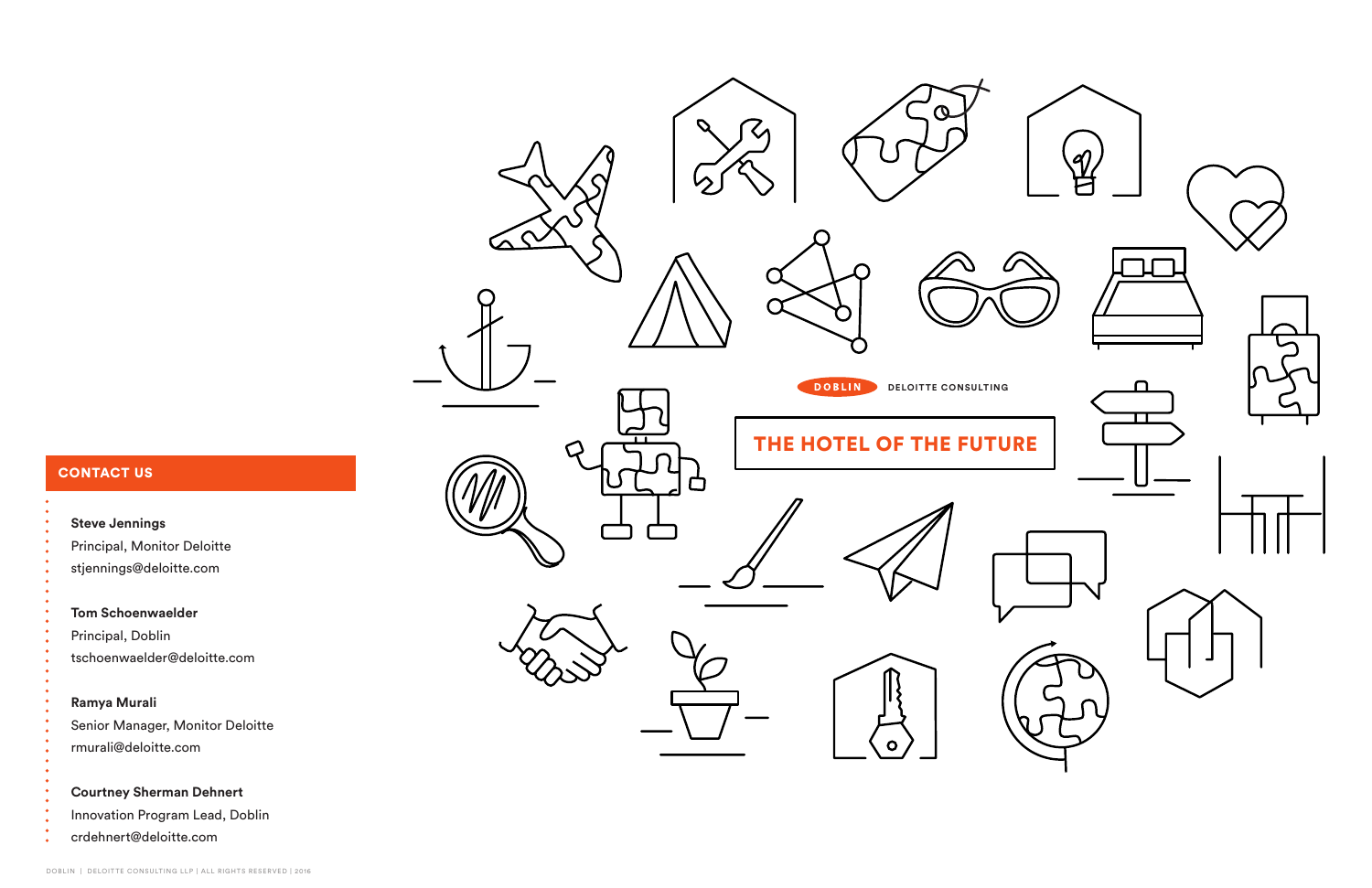DOBLIN DELOITTE CONSULTING

# THE HOTEL OF THE FUTURE

## CONTACT US

**Steve Jennings**
Principal, Monitor Deloitte
stjennings@deloitte.com

**Tom Schoenwaelder**
Principal, Doblin
tschoenwaelder@deloitte.com

**Ramya Murali**
Senior Manager, Monitor Deloitte
rmurali@deloitte.com

**Courtney Sherman Dehnert**
Innovation Program Lead, Doblin
crdehnert@deloitte.com

DOBLIN | DELOITTE CONSULTING LLP | ALL RIGHTS RESERVED | 2016